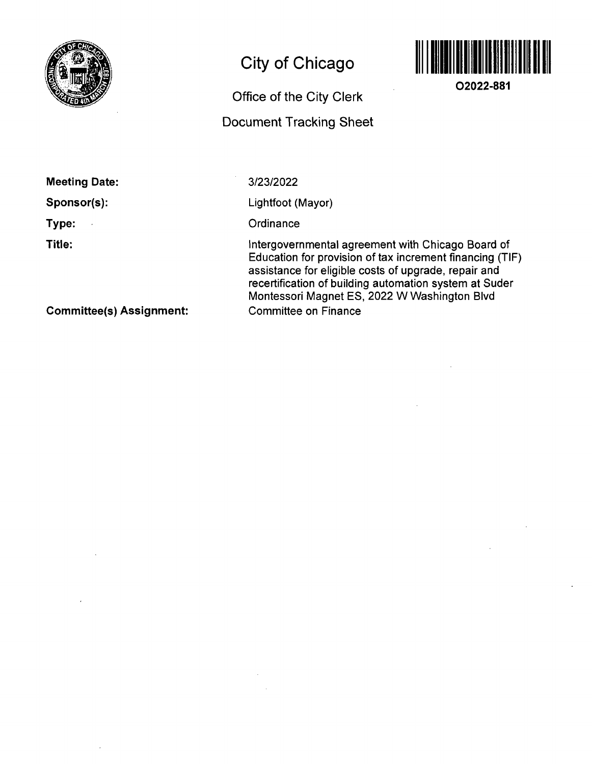# City of Chicago

O2022-881

## Office of the City Clerk

## Document Tracking Sheet

**Meeting Date:** 3/23/2022

**Sponsor(s):** Lightfoot (Mayor)

**Type:** Ordinance

**Title:** Intergovernmental agreement with Chicago Board of Education for provision of tax increment financing (TIF) assistance for eligible costs of upgrade, repair and recertification of building automation system at Suder Montessori Magnet ES, 2022 W Washington Blvd

**Committee(s) Assignment:** Committee on Finance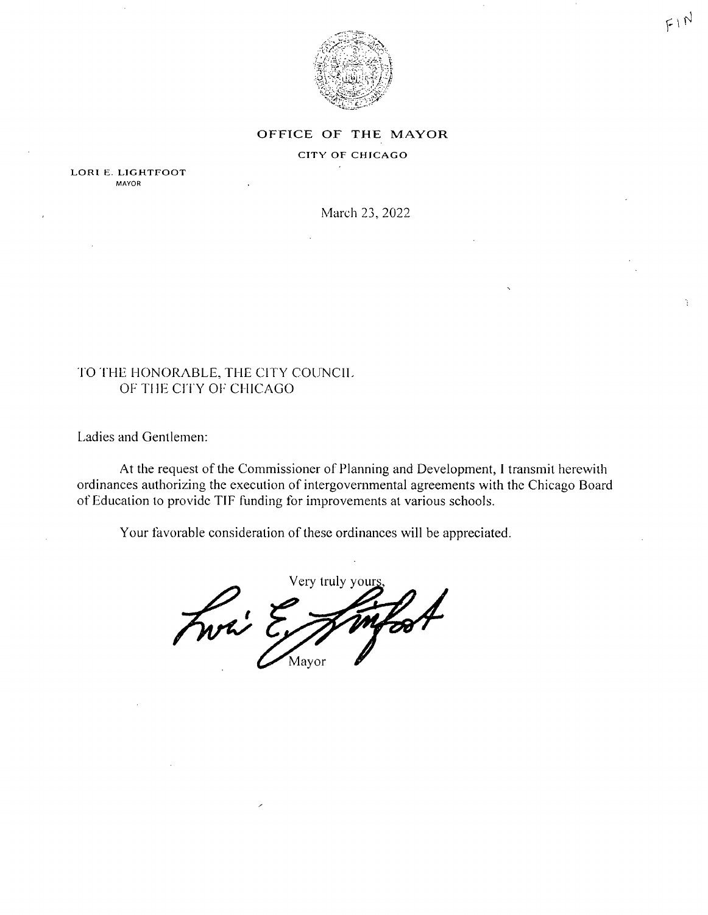FIN

**OFFICE OF THE MAYOR**

**CITY OF CHICAGO**

LORI E. LIGHTFOOT
MAYOR

March 23, 2022

TO THE HONORABLE, THE CITY COUNCIL
OF THE CITY OF CHICAGO

Ladies and Gentlemen:

At the request of the Commissioner of Planning and Development, I transmit herewith ordinances authorizing the execution of intergovernmental agreements with the Chicago Board of Education to provide TIF funding for improvements at various schools.

Your favorable consideration of these ordinances will be appreciated.

Very truly yours,

Mayor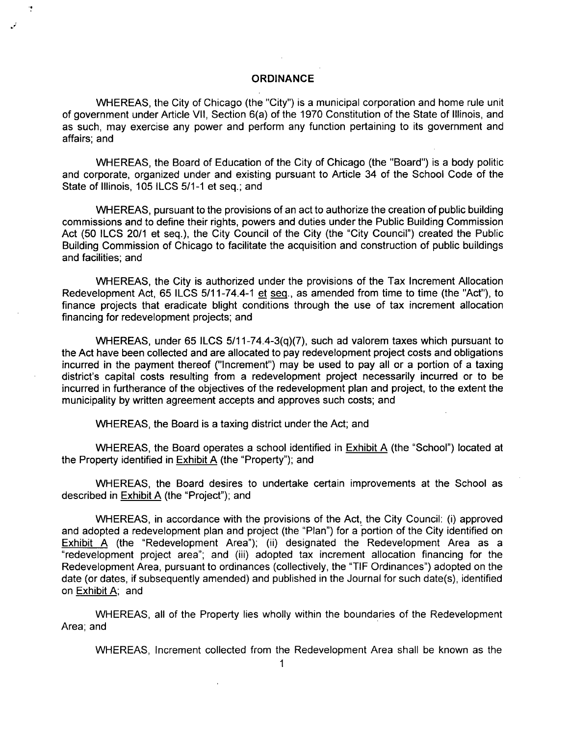# ORDINANCE

WHEREAS, the City of Chicago (the "City") is a municipal corporation and home rule unit of government under Article VII, Section 6(a) of the 1970 Constitution of the State of Illinois, and as such, may exercise any power and perform any function pertaining to its government and affairs; and

WHEREAS, the Board of Education of the City of Chicago (the "Board") is a body politic and corporate, organized under and existing pursuant to Article 34 of the School Code of the State of Illinois, 105 ILCS 5/1-1 et seq.; and

WHEREAS, pursuant to the provisions of an act to authorize the creation of public building commissions and to define their rights, powers and duties under the Public Building Commission Act (50 ILCS 20/1 et seq.), the City Council of the City (the "City Council") created the Public Building Commission of Chicago to facilitate the acquisition and construction of public buildings and facilities; and

WHEREAS, the City is authorized under the provisions of the Tax Increment Allocation Redevelopment Act, 65 ILCS 5/11-74.4-1 et seq., as amended from time to time (the "Act"), to finance projects that eradicate blight conditions through the use of tax increment allocation financing for redevelopment projects; and

WHEREAS, under 65 ILCS 5/11-74.4-3(q)(7), such ad valorem taxes which pursuant to the Act have been collected and are allocated to pay redevelopment project costs and obligations incurred in the payment thereof ("Increment") may be used to pay all or a portion of a taxing district's capital costs resulting from a redevelopment project necessarily incurred or to be incurred in furtherance of the objectives of the redevelopment plan and project, to the extent the municipality by written agreement accepts and approves such costs; and

WHEREAS, the Board is a taxing district under the Act; and

WHEREAS, the Board operates a school identified in Exhibit A (the "School") located at the Property identified in Exhibit A (the "Property"); and

WHEREAS, the Board desires to undertake certain improvements at the School as described in Exhibit A (the "Project"); and

WHEREAS, in accordance with the provisions of the Act, the City Council: (i) approved and adopted a redevelopment plan and project (the "Plan") for a portion of the City identified on Exhibit A (the "Redevelopment Area"); (ii) designated the Redevelopment Area as a "redevelopment project area"; and (iii) adopted tax increment allocation financing for the Redevelopment Area, pursuant to ordinances (collectively, the "TIF Ordinances") adopted on the date (or dates, if subsequently amended) and published in the Journal for such date(s), identified on Exhibit A; and

WHEREAS, all of the Property lies wholly within the boundaries of the Redevelopment Area; and

WHEREAS, Increment collected from the Redevelopment Area shall be known as the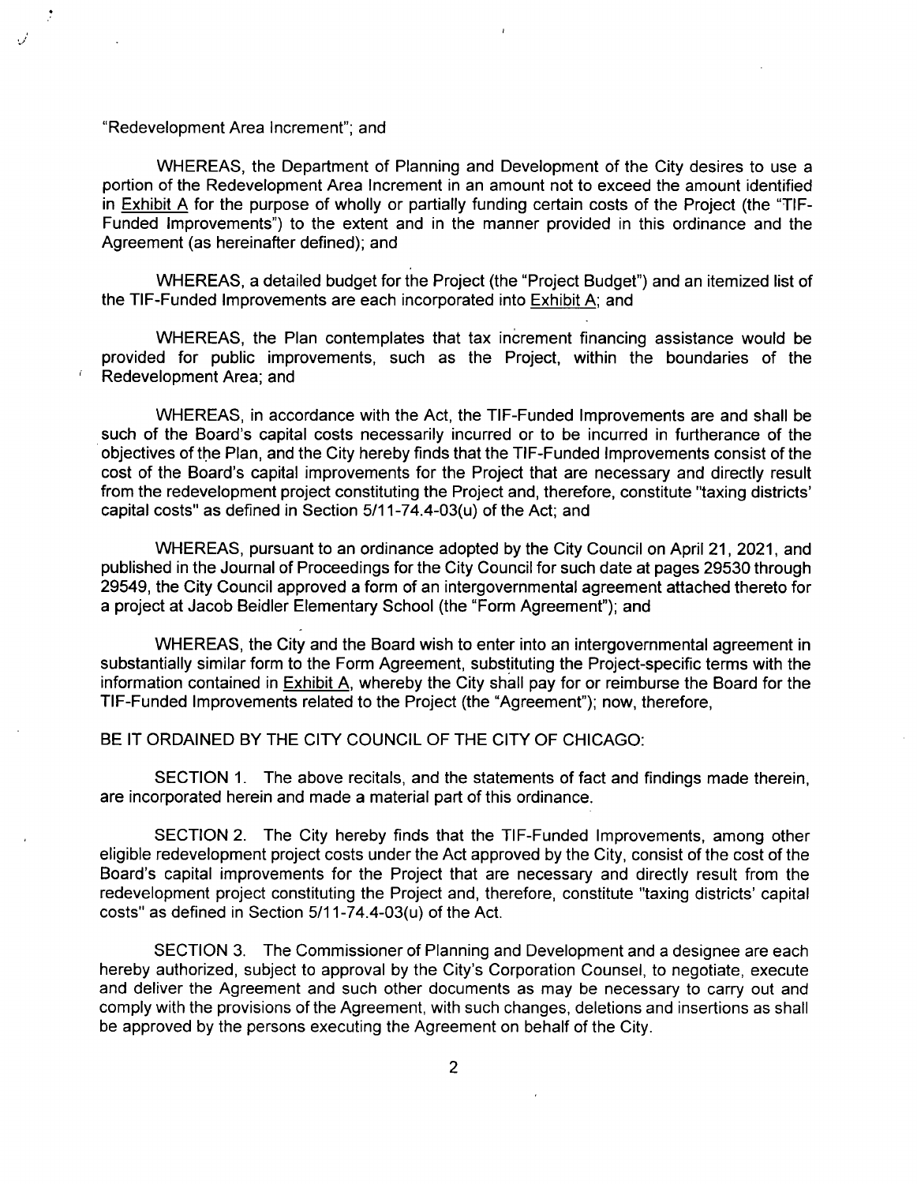"Redevelopment Area Increment"; and

WHEREAS, the Department of Planning and Development of the City desires to use a portion of the Redevelopment Area Increment in an amount not to exceed the amount identified in Exhibit A for the purpose of wholly or partially funding certain costs of the Project (the "TIF-Funded Improvements") to the extent and in the manner provided in this ordinance and the Agreement (as hereinafter defined); and

WHEREAS, a detailed budget for the Project (the "Project Budget") and an itemized list of the TIF-Funded Improvements are each incorporated into Exhibit A; and

WHEREAS, the Plan contemplates that tax increment financing assistance would be provided for public improvements, such as the Project, within the boundaries of the Redevelopment Area; and

WHEREAS, in accordance with the Act, the TIF-Funded Improvements are and shall be such of the Board's capital costs necessarily incurred or to be incurred in furtherance of the objectives of the Plan, and the City hereby finds that the TIF-Funded Improvements consist of the cost of the Board's capital improvements for the Project that are necessary and directly result from the redevelopment project constituting the Project and, therefore, constitute "taxing districts' capital costs" as defined in Section 5/11-74.4-03(u) of the Act; and

WHEREAS, pursuant to an ordinance adopted by the City Council on April 21, 2021, and published in the Journal of Proceedings for the City Council for such date at pages 29530 through 29549, the City Council approved a form of an intergovernmental agreement attached thereto for a project at Jacob Beidler Elementary School (the "Form Agreement"); and

WHEREAS, the City and the Board wish to enter into an intergovernmental agreement in substantially similar form to the Form Agreement, substituting the Project-specific terms with the information contained in Exhibit A, whereby the City shall pay for or reimburse the Board for the TIF-Funded Improvements related to the Project (the "Agreement"); now, therefore,

BE IT ORDAINED BY THE CITY COUNCIL OF THE CITY OF CHICAGO:

SECTION 1. The above recitals, and the statements of fact and findings made therein, are incorporated herein and made a material part of this ordinance.

SECTION 2. The City hereby finds that the TIF-Funded Improvements, among other eligible redevelopment project costs under the Act approved by the City, consist of the cost of the Board's capital improvements for the Project that are necessary and directly result from the redevelopment project constituting the Project and, therefore, constitute "taxing districts' capital costs" as defined in Section 5/11-74.4-03(u) of the Act.

SECTION 3. The Commissioner of Planning and Development and a designee are each hereby authorized, subject to approval by the City's Corporation Counsel, to negotiate, execute and deliver the Agreement and such other documents as may be necessary to carry out and comply with the provisions of the Agreement, with such changes, deletions and insertions as shall be approved by the persons executing the Agreement on behalf of the City.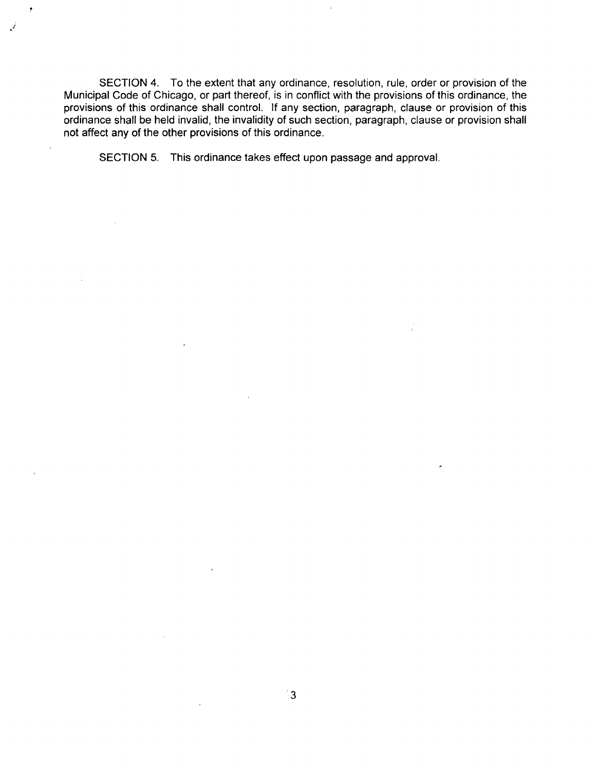SECTION 4. To the extent that any ordinance, resolution, rule, order or provision of the Municipal Code of Chicago, or part thereof, is in conflict with the provisions of this ordinance, the provisions of this ordinance shall control. If any section, paragraph, clause or provision of this ordinance shall be held invalid, the invalidity of such section, paragraph, clause or provision shall not affect any of the other provisions of this ordinance.

SECTION 5. This ordinance takes effect upon passage and approval.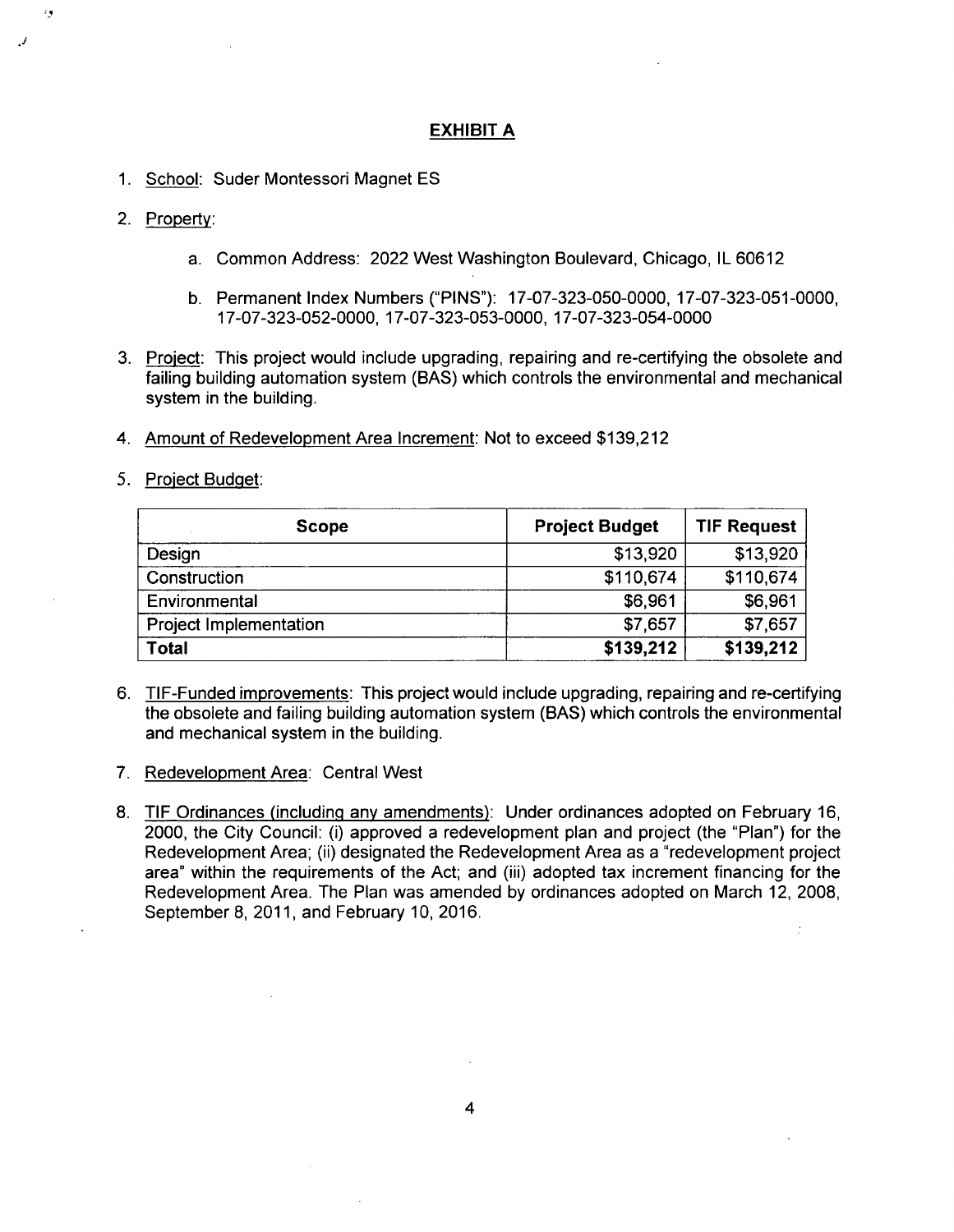## EXHIBIT A

1. School: Suder Montessori Magnet ES

2. Property:

   a. Common Address: 2022 West Washington Boulevard, Chicago, IL 60612

   b. Permanent Index Numbers ("PINS"): 17-07-323-050-0000, 17-07-323-051-0000, 17-07-323-052-0000, 17-07-323-053-0000, 17-07-323-054-0000

3. Project: This project would include upgrading, repairing and re-certifying the obsolete and failing building automation system (BAS) which controls the environmental and mechanical system in the building.

4. Amount of Redevelopment Area Increment: Not to exceed $139,212

5. Project Budget:

| Scope | Project Budget | TIF Request |
|---|---|---|
| Design | $13,920 | $13,920 |
| Construction | $110,674 | $110,674 |
| Environmental | $6,961 | $6,961 |
| Project Implementation | $7,657 | $7,657 |
| **Total** | **$139,212** | **$139,212** |

6. TIF-Funded improvements: This project would include upgrading, repairing and re-certifying the obsolete and failing building automation system (BAS) which controls the environmental and mechanical system in the building.

7. Redevelopment Area: Central West

8. TIF Ordinances (including any amendments): Under ordinances adopted on February 16, 2000, the City Council: (i) approved a redevelopment plan and project (the "Plan") for the Redevelopment Area; (ii) designated the Redevelopment Area as a "redevelopment project area" within the requirements of the Act; and (iii) adopted tax increment financing for the Redevelopment Area. The Plan was amended by ordinances adopted on March 12, 2008, September 8, 2011, and February 10, 2016.